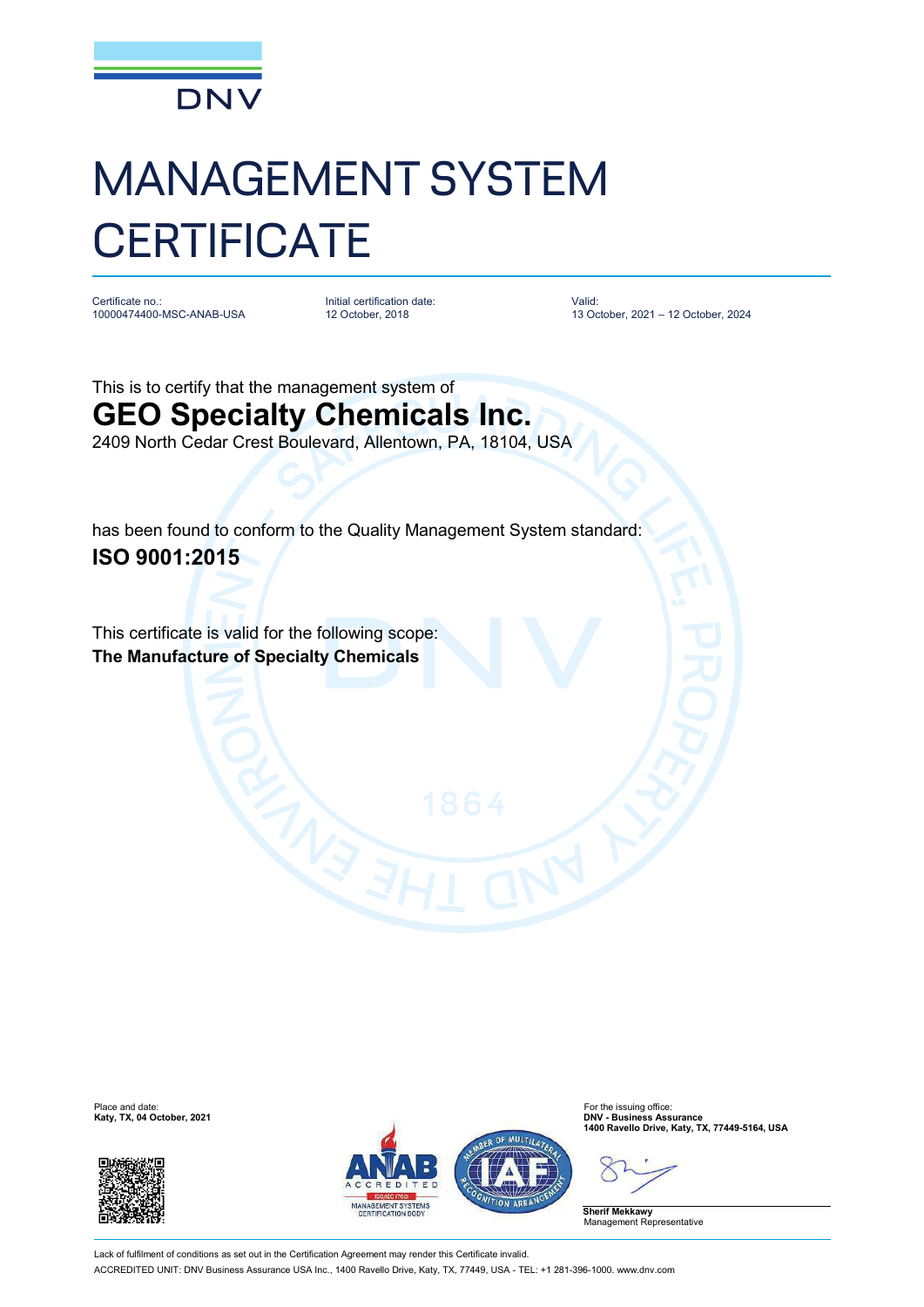DNV

# MANAGEMENT SYSTEM CERTIFICATE

Certificate no.:
10000474400-MSC-ANAB-USA

Initial certification date:
12 October, 2018

Valid:
13 October, 2021 – 12 October, 2024

This is to certify that the management system of

## GEO Specialty Chemicals Inc.

2409 North Cedar Crest Boulevard, Allentown, PA, 18104, USA

has been found to conform to the Quality Management System standard:

**ISO 9001:2015**

This certificate is valid for the following scope:

**The Manufacture of Specialty Chemicals**

Place and date:
**Katy, TX, 04 October, 2021**

For the issuing office:
**DNV - Business Assurance**
**1400 Ravello Drive, Katy, TX, 77449-5164, USA**

**Sherif Mekkawy**
Management Representative

Lack of fulfilment of conditions as set out in the Certification Agreement may render this Certificate invalid.

ACCREDITED UNIT: DNV Business Assurance USA Inc., 1400 Ravello Drive, Katy, TX, 77449, USA - TEL: +1 281-396-1000. www.dnv.com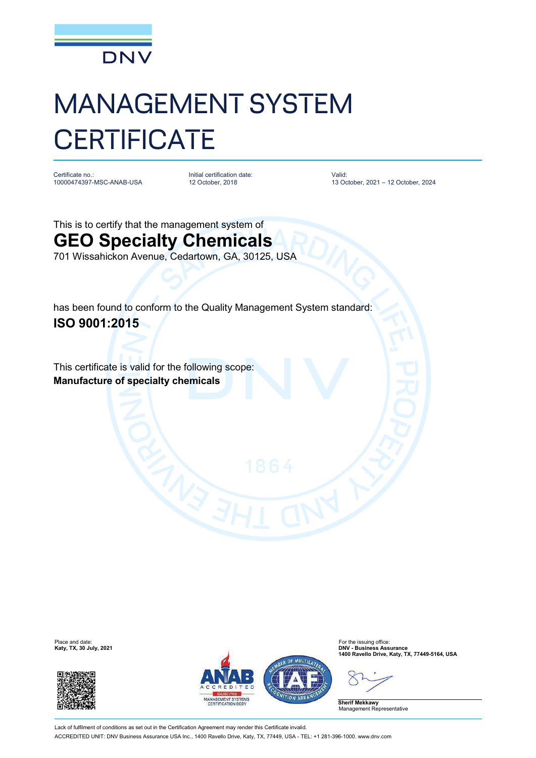DNV

# MANAGEMENT SYSTEM CERTIFICATE

Certificate no.:
10000474397-MSC-ANAB-USA

Initial certification date:
12 October, 2018

Valid:
13 October, 2021 – 12 October, 2024

This is to certify that the management system of

## GEO Specialty Chemicals

701 Wissahickon Avenue, Cedartown, GA, 30125, USA

has been found to conform to the Quality Management System standard:

**ISO 9001:2015**

This certificate is valid for the following scope:

**Manufacture of specialty chemicals**

Place and date:
**Katy, TX, 30 July, 2021**

For the issuing office:
**DNV - Business Assurance**
**1400 Ravello Drive, Katy, TX, 77449-5164, USA**

**Sherif Mekkawy**
Management Representative

Lack of fulfilment of conditions as set out in the Certification Agreement may render this Certificate invalid.
ACCREDITED UNIT: DNV Business Assurance USA Inc., 1400 Ravello Drive, Katy, TX, 77449, USA - TEL: +1 281-396-1000. www.dnv.com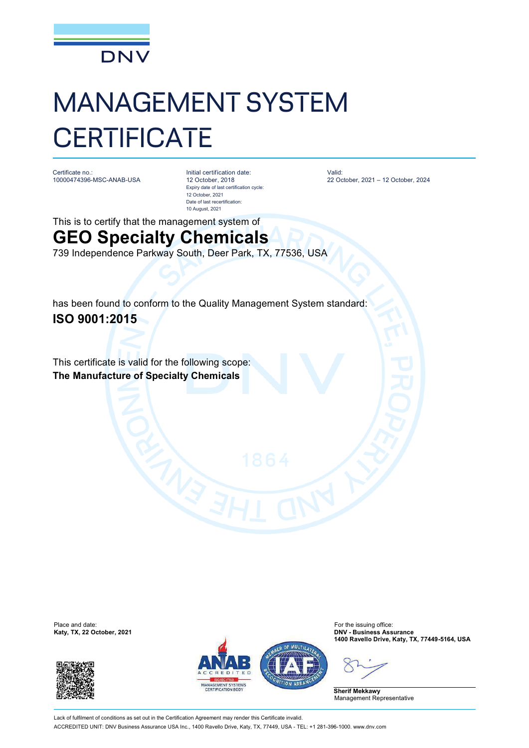DNV

# MANAGEMENT SYSTEM CERTIFICATE

Certificate no.:
10000474396-MSC-ANAB-USA

Initial certification date:
12 October, 2018
Expiry date of last certification cycle:
12 October, 2021
Date of last recertification:
10 August, 2021

Valid:
22 October, 2021 – 12 October, 2024

This is to certify that the management system of

## GEO Specialty Chemicals

739 Independence Parkway South, Deer Park, TX, 77536, USA

has been found to conform to the Quality Management System standard:

**ISO 9001:2015**

This certificate is valid for the following scope:
**The Manufacture of Specialty Chemicals**

Place and date:
**Katy, TX, 22 October, 2021**

For the issuing office:
**DNV - Business Assurance**
**1400 Ravello Drive, Katy, TX, 77449-5164, USA**

**Sherif Mekkawy**
Management Representative

Lack of fulfilment of conditions as set out in the Certification Agreement may render this Certificate invalid.
ACCREDITED UNIT: DNV Business Assurance USA Inc., 1400 Ravello Drive, Katy, TX, 77449, USA - TEL: +1 281-396-1000. www.dnv.com